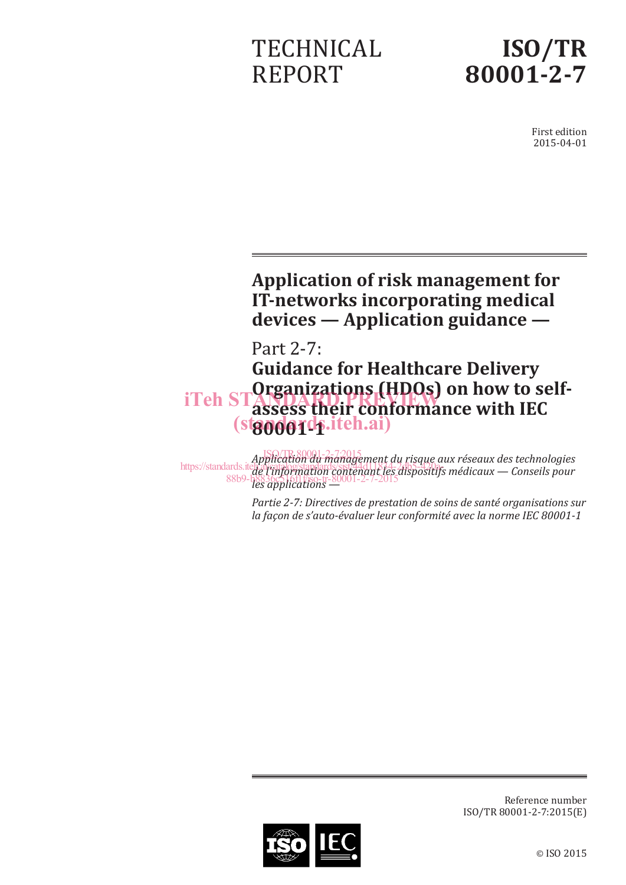TECHNICAL REPORT

# ISO/TR 80001-2-7

First edition
2015-04-01

# Application of risk management for IT-networks incorporating medical devices — Application guidance —

## Part 2-7: Guidance for Healthcare Delivery Organizations (HDOs) on how to self-assess their conformance with IEC 80001-1

*Application du management du risque aux réseaux des technologies de l'information contenant les dispositifs médicaux — Conseils pour les applications —*

*Partie 2-7: Directives de prestation de soins de santé organisations sur la façon de s'auto-évaluer leur conformité avec la norme IEC 80001-1*

Reference number
ISO/TR 80001-2-7:2015(E)

© ISO 2015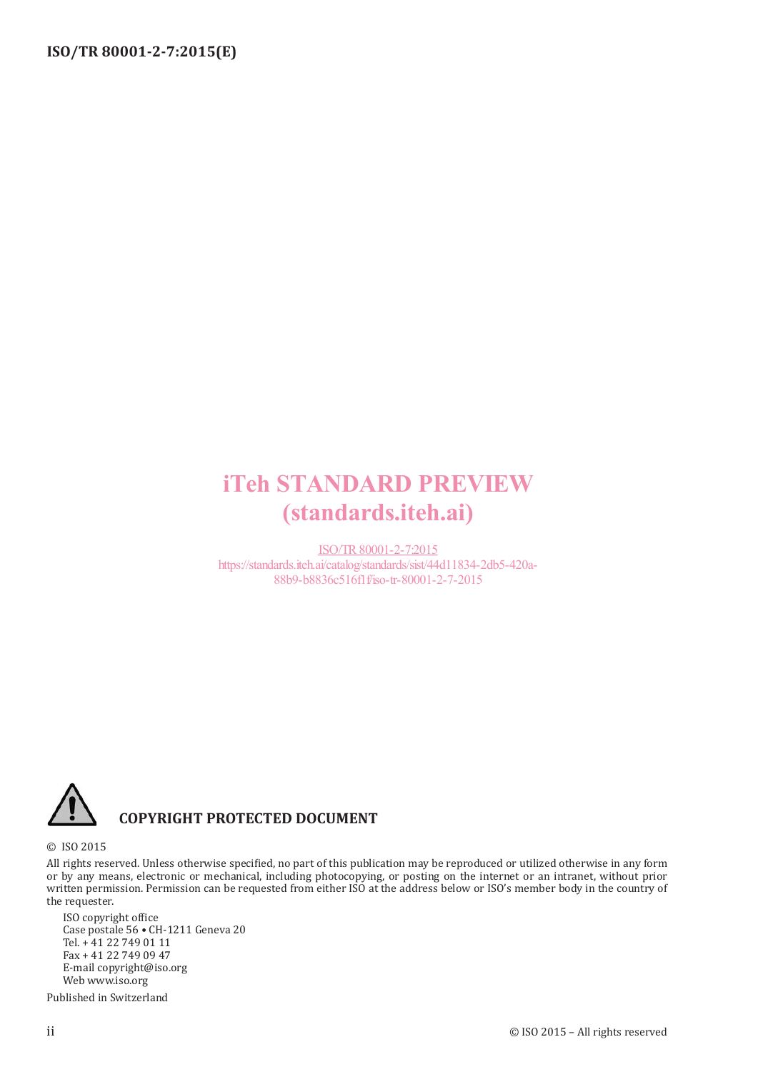iTeh STANDARD PREVIEW
(standards.iteh.ai)

ISO/TR 80001-2-7:2015
https://standards.iteh.ai/catalog/standards/sist/44d11834-2db5-420a-88b9-b8836c516f1f/iso-tr-80001-2-7-2015

**COPYRIGHT PROTECTED DOCUMENT**

© ISO 2015

All rights reserved. Unless otherwise specified, no part of this publication may be reproduced or utilized otherwise in any form or by any means, electronic or mechanical, including photocopying, or posting on the internet or an intranet, without prior written permission. Permission can be requested from either ISO at the address below or ISO's member body in the country of the requester.

ISO copyright office
Case postale 56 • CH-1211 Geneva 20
Tel. + 41 22 749 01 11
Fax + 41 22 749 09 47
E-mail copyright@iso.org
Web www.iso.org

Published in Switzerland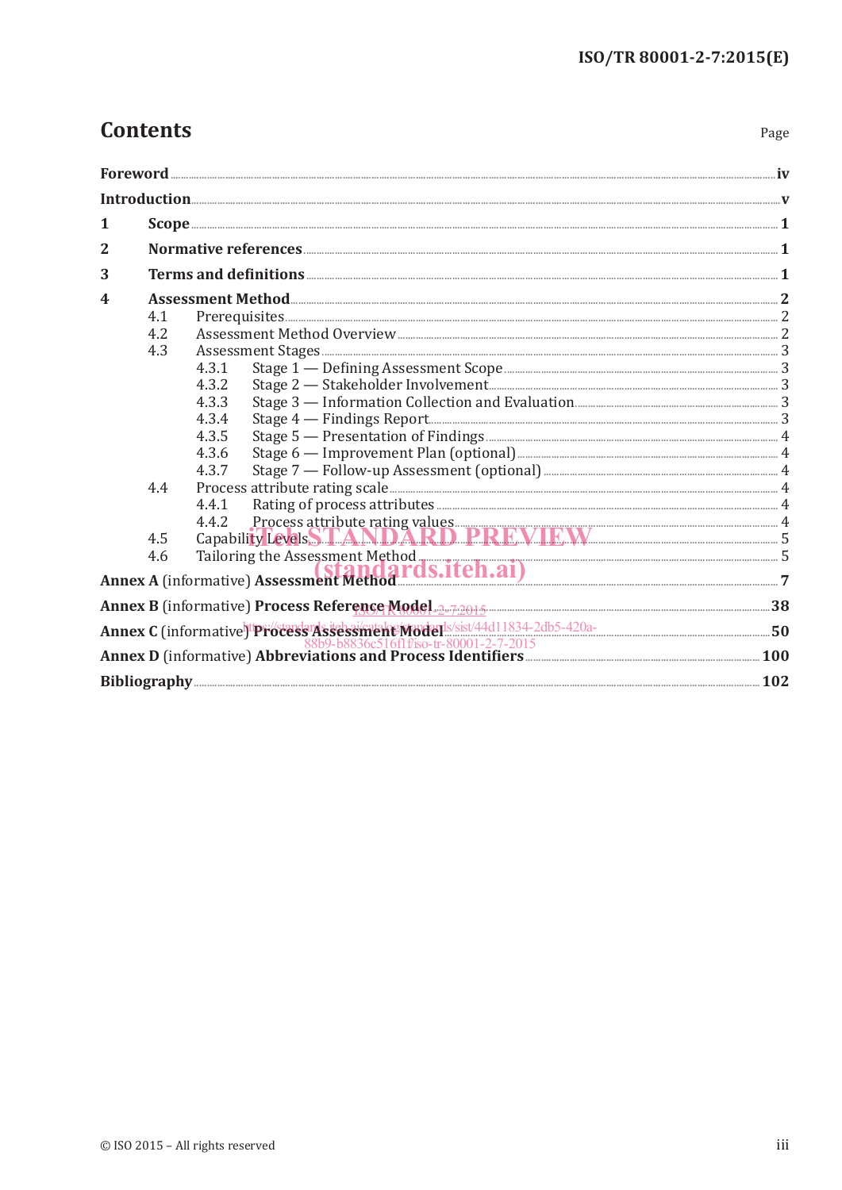# Contents

Page

**Foreword** .......... iv

**Introduction** .......... v

**1 Scope** .......... 1

**2 Normative references** .......... 1

**3 Terms and definitions** .......... 1

**4 Assessment Method** .......... 2

- 4.1 Prerequisites .......... 2
- 4.2 Assessment Method Overview .......... 2
- 4.3 Assessment Stages .......... 3
  - 4.3.1 Stage 1 — Defining Assessment Scope .......... 3
  - 4.3.2 Stage 2 — Stakeholder Involvement .......... 3
  - 4.3.3 Stage 3 — Information Collection and Evaluation .......... 3
  - 4.3.4 Stage 4 — Findings Report .......... 3
  - 4.3.5 Stage 5 — Presentation of Findings .......... 4
  - 4.3.6 Stage 6 — Improvement Plan (optional) .......... 4
  - 4.3.7 Stage 7 — Follow-up Assessment (optional) .......... 4
- 4.4 Process attribute rating scale .......... 4
  - 4.4.1 Rating of process attributes .......... 4
  - 4.4.2 Process attribute rating values .......... 4
- 4.5 Capability Levels .......... 5
- 4.6 Tailoring the Assessment Method .......... 5

**Annex A** (informative) **Assessment Method** .......... 7

**Annex B** (informative) **Process Reference Model** .......... 38

**Annex C** (informative) **Process Assessment Model** .......... 50

**Annex D** (informative) **Abbreviations and Process Identifiers** .......... 100

**Bibliography** .......... 102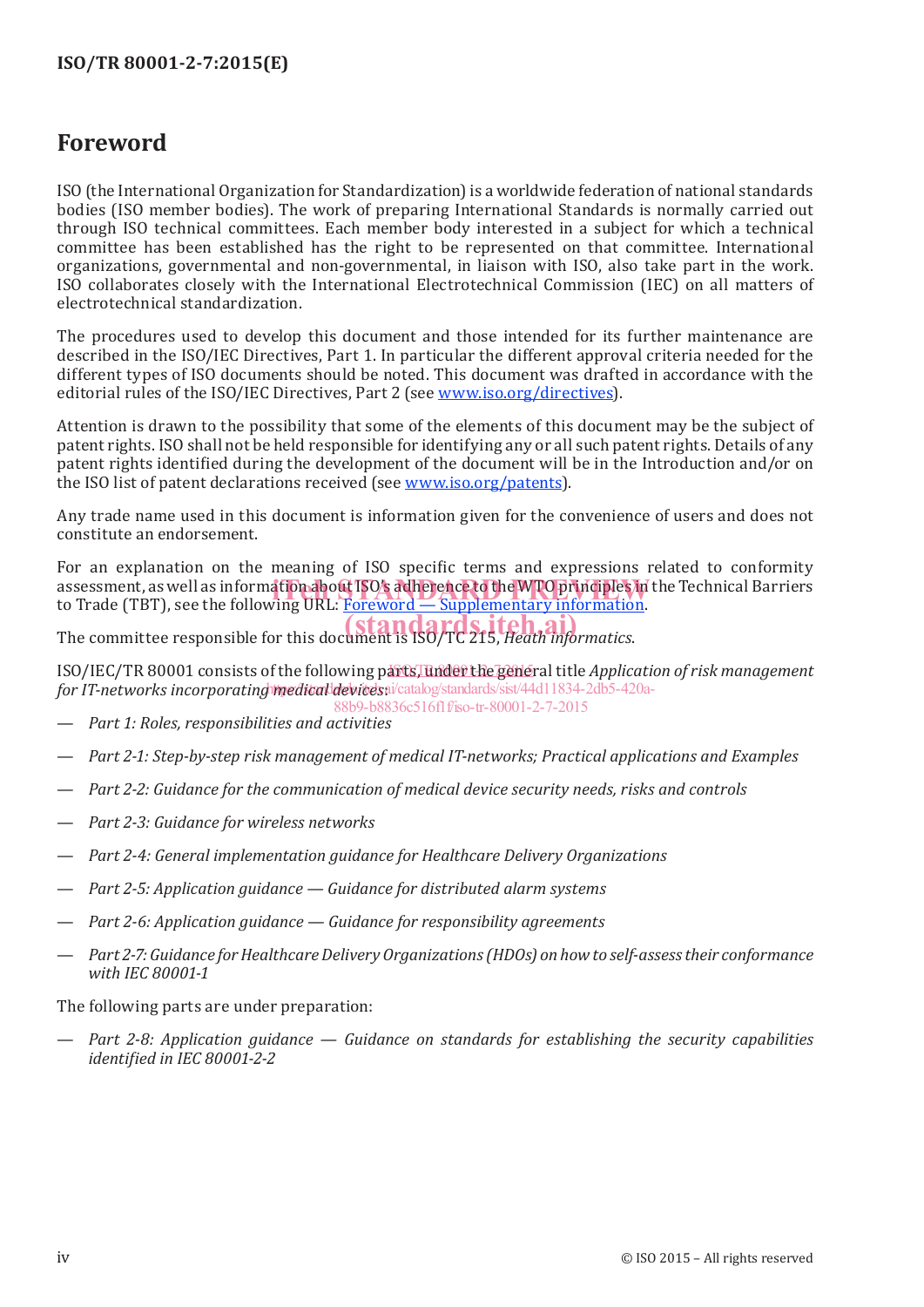# Foreword

ISO (the International Organization for Standardization) is a worldwide federation of national standards bodies (ISO member bodies). The work of preparing International Standards is normally carried out through ISO technical committees. Each member body interested in a subject for which a technical committee has been established has the right to be represented on that committee. International organizations, governmental and non-governmental, in liaison with ISO, also take part in the work. ISO collaborates closely with the International Electrotechnical Commission (IEC) on all matters of electrotechnical standardization.

The procedures used to develop this document and those intended for its further maintenance are described in the ISO/IEC Directives, Part 1. In particular the different approval criteria needed for the different types of ISO documents should be noted. This document was drafted in accordance with the editorial rules of the ISO/IEC Directives, Part 2 (see www.iso.org/directives).

Attention is drawn to the possibility that some of the elements of this document may be the subject of patent rights. ISO shall not be held responsible for identifying any or all such patent rights. Details of any patent rights identified during the development of the document will be in the Introduction and/or on the ISO list of patent declarations received (see www.iso.org/patents).

Any trade name used in this document is information given for the convenience of users and does not constitute an endorsement.

For an explanation on the meaning of ISO specific terms and expressions related to conformity assessment, as well as information about ISO's adherence to the WTO principles in the Technical Barriers to Trade (TBT), see the following URL: Foreword — Supplementary information.

The committee responsible for this document is ISO/TC 215, *Heath informatics*.

ISO/IEC/TR 80001 consists of the following parts, under the general title *Application of risk management for IT-networks incorporating medical devices*:

— *Part 1: Roles, responsibilities and activities*

— *Part 2-1: Step-by-step risk management of medical IT-networks; Practical applications and Examples*

— *Part 2-2: Guidance for the communication of medical device security needs, risks and controls*

— *Part 2-3: Guidance for wireless networks*

— *Part 2-4: General implementation guidance for Healthcare Delivery Organizations*

— *Part 2-5: Application guidance — Guidance for distributed alarm systems*

— *Part 2-6: Application guidance — Guidance for responsibility agreements*

— *Part 2-7: Guidance for Healthcare Delivery Organizations (HDOs) on how to self-assess their conformance with IEC 80001-1*

The following parts are under preparation:

— *Part 2-8: Application guidance — Guidance on standards for establishing the security capabilities identified in IEC 80001-2-2*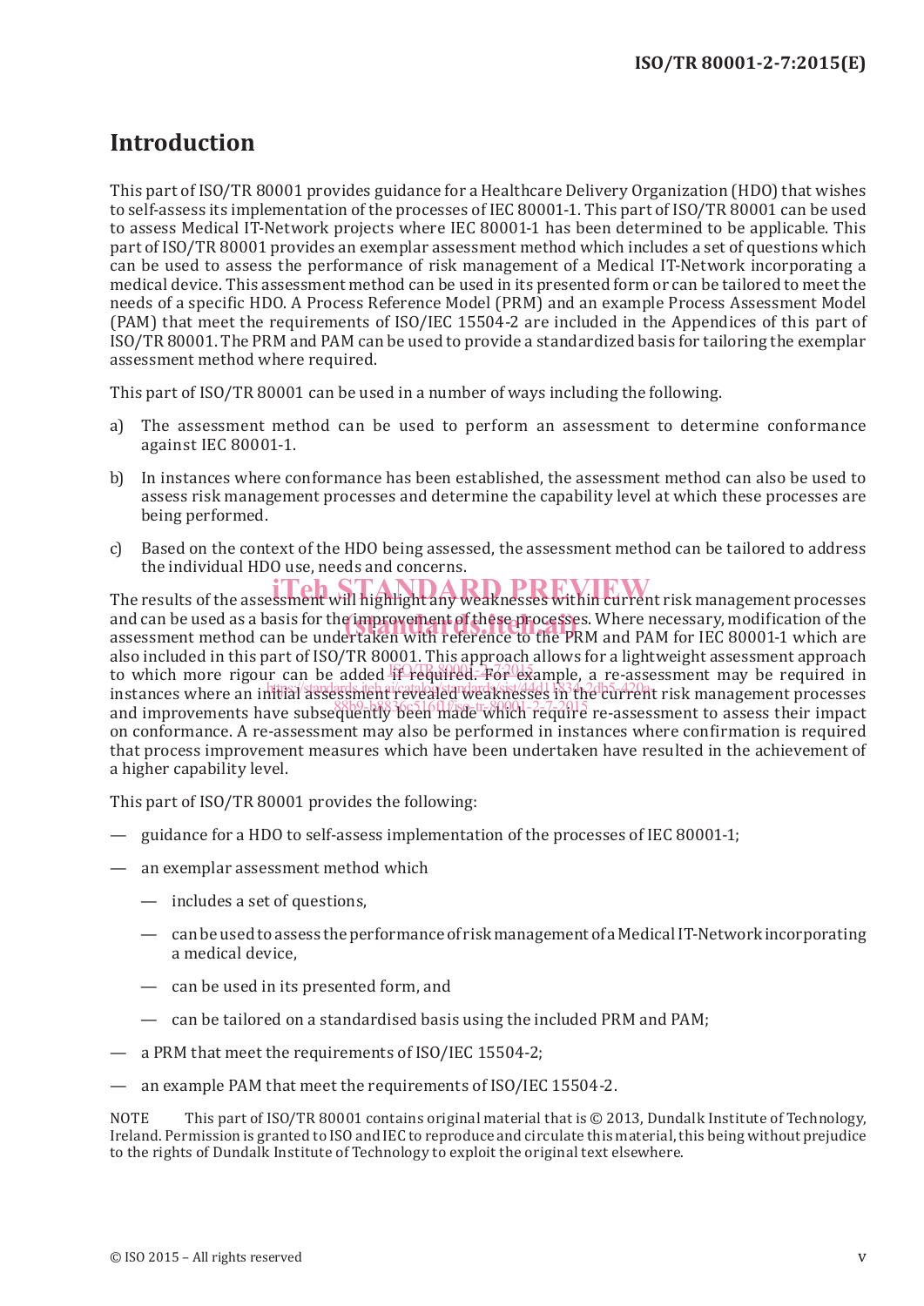# Introduction

This part of ISO/TR 80001 provides guidance for a Healthcare Delivery Organization (HDO) that wishes to self-assess its implementation of the processes of IEC 80001-1. This part of ISO/TR 80001 can be used to assess Medical IT-Network projects where IEC 80001-1 has been determined to be applicable. This part of ISO/TR 80001 provides an exemplar assessment method which includes a set of questions which can be used to assess the performance of risk management of a Medical IT-Network incorporating a medical device. This assessment method can be used in its presented form or can be tailored to meet the needs of a specific HDO. A Process Reference Model (PRM) and an example Process Assessment Model (PAM) that meet the requirements of ISO/IEC 15504-2 are included in the Appendices of this part of ISO/TR 80001. The PRM and PAM can be used to provide a standardized basis for tailoring the exemplar assessment method where required.

This part of ISO/TR 80001 can be used in a number of ways including the following.

a) The assessment method can be used to perform an assessment to determine conformance against IEC 80001-1.

b) In instances where conformance has been established, the assessment method can also be used to assess risk management processes and determine the capability level at which these processes are being performed.

c) Based on the context of the HDO being assessed, the assessment method can be tailored to address the individual HDO use, needs and concerns.

The results of the assessment will highlight any weaknesses within current risk management processes and can be used as a basis for the improvement of these processes. Where necessary, modification of the assessment method can be undertaken with reference to the PRM and PAM for IEC 80001-1 which are also included in this part of ISO/TR 80001. This approach allows for a lightweight assessment approach to which more rigour can be added if required. For example, a re-assessment may be required in instances where an initial assessment revealed weaknesses in the current risk management processes and improvements have subsequently been made which require re-assessment to assess their impact on conformance. A re-assessment may also be performed in instances where confirmation is required that process improvement measures which have been undertaken have resulted in the achievement of a higher capability level.

This part of ISO/TR 80001 provides the following:

— guidance for a HDO to self-assess implementation of the processes of IEC 80001-1;

— an exemplar assessment method which

  — includes a set of questions,

  — can be used to assess the performance of risk management of a Medical IT-Network incorporating a medical device,

  — can be used in its presented form, and

  — can be tailored on a standardised basis using the included PRM and PAM;

— a PRM that meet the requirements of ISO/IEC 15504-2;

— an example PAM that meet the requirements of ISO/IEC 15504-2.

NOTE This part of ISO/TR 80001 contains original material that is © 2013, Dundalk Institute of Technology, Ireland. Permission is granted to ISO and IEC to reproduce and circulate this material, this being without prejudice to the rights of Dundalk Institute of Technology to exploit the original text elsewhere.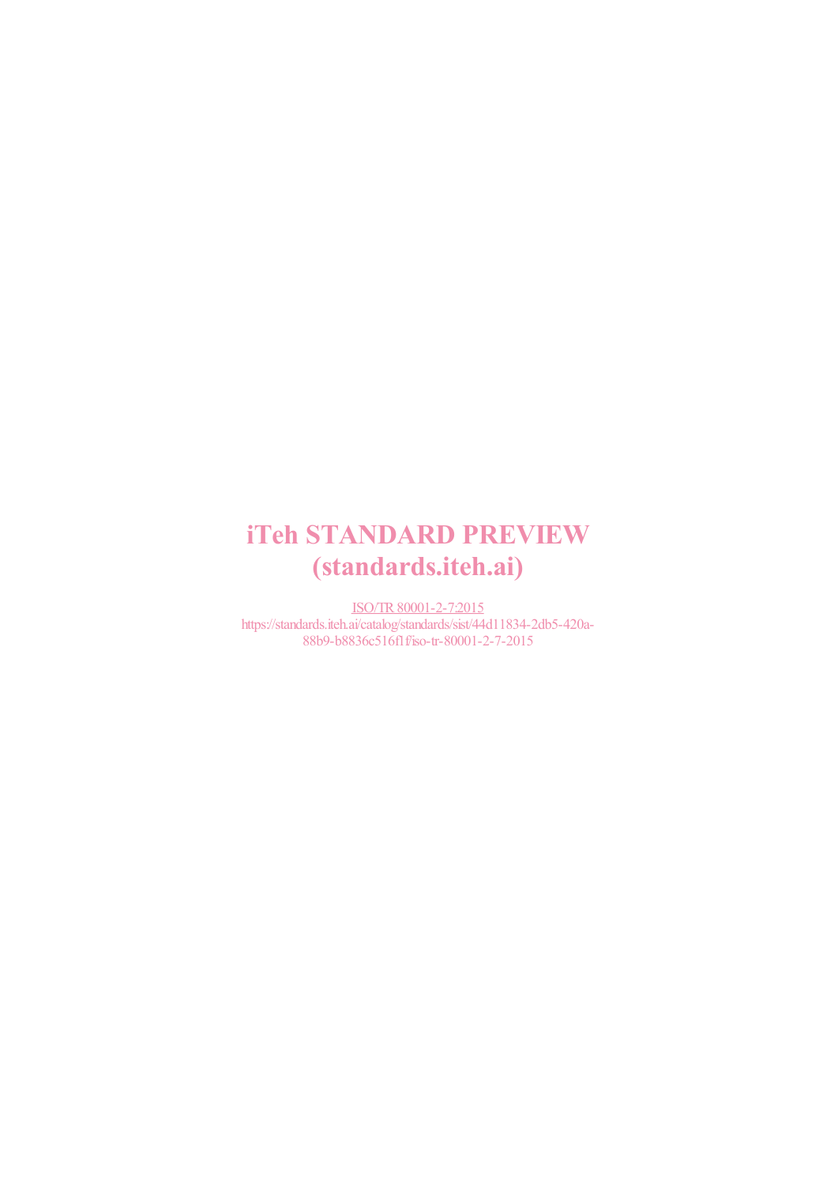iTeh STANDARD PREVIEW
(standards.iteh.ai)

ISO/TR 80001-2-7:2015
https://standards.iteh.ai/catalog/standards/sist/44d11834-2db5-420a-88b9-b8836c516f1f/iso-tr-80001-2-7-2015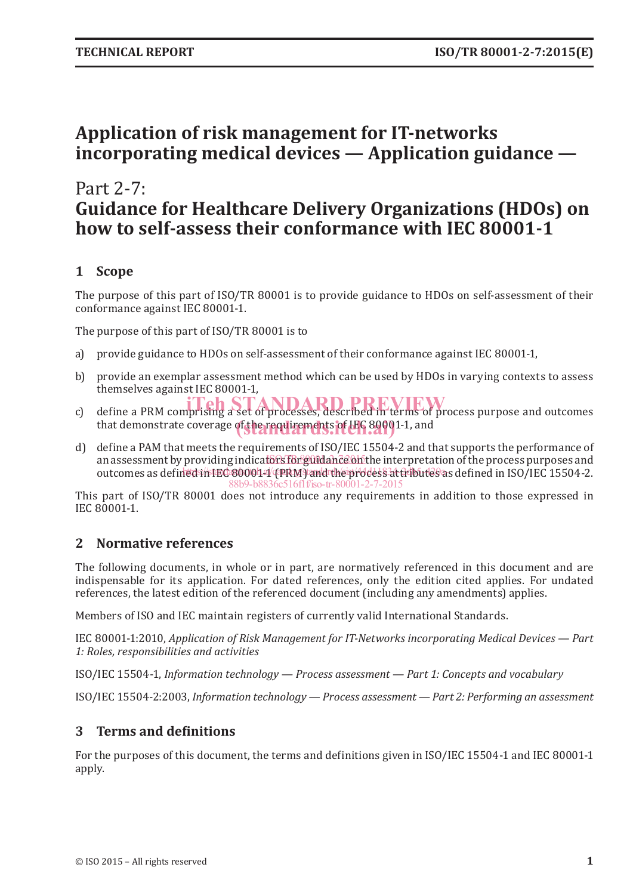# Application of risk management for IT-networks incorporating medical devices — Application guidance —

## Part 2-7: Guidance for Healthcare Delivery Organizations (HDOs) on how to self-assess their conformance with IEC 80001-1

## 1 Scope

The purpose of this part of ISO/TR 80001 is to provide guidance to HDOs on self-assessment of their conformance against IEC 80001-1.

The purpose of this part of ISO/TR 80001 is to

a) provide guidance to HDOs on self-assessment of their conformance against IEC 80001-1,

b) provide an exemplar assessment method which can be used by HDOs in varying contexts to assess themselves against IEC 80001-1,

c) define a PRM comprising a set of processes, described in terms of process purpose and outcomes that demonstrate coverage of the requirements of IEC 80001-1, and

d) define a PAM that meets the requirements of ISO/IEC 15504-2 and that supports the performance of an assessment by providing indicators for guidance on the interpretation of the process purposes and outcomes as defined in IEC 80001-1 (PRM) and the process attributes as defined in ISO/IEC 15504-2.

This part of ISO/TR 80001 does not introduce any requirements in addition to those expressed in IEC 80001-1.

## 2 Normative references

The following documents, in whole or in part, are normatively referenced in this document and are indispensable for its application. For dated references, only the edition cited applies. For undated references, the latest edition of the referenced document (including any amendments) applies.

Members of ISO and IEC maintain registers of currently valid International Standards.

IEC 80001-1:2010, *Application of Risk Management for IT-Networks incorporating Medical Devices — Part 1: Roles, responsibilities and activities*

ISO/IEC 15504-1, *Information technology — Process assessment — Part 1: Concepts and vocabulary*

ISO/IEC 15504-2:2003, *Information technology — Process assessment — Part 2: Performing an assessment*

## 3 Terms and definitions

For the purposes of this document, the terms and definitions given in ISO/IEC 15504-1 and IEC 80001-1 apply.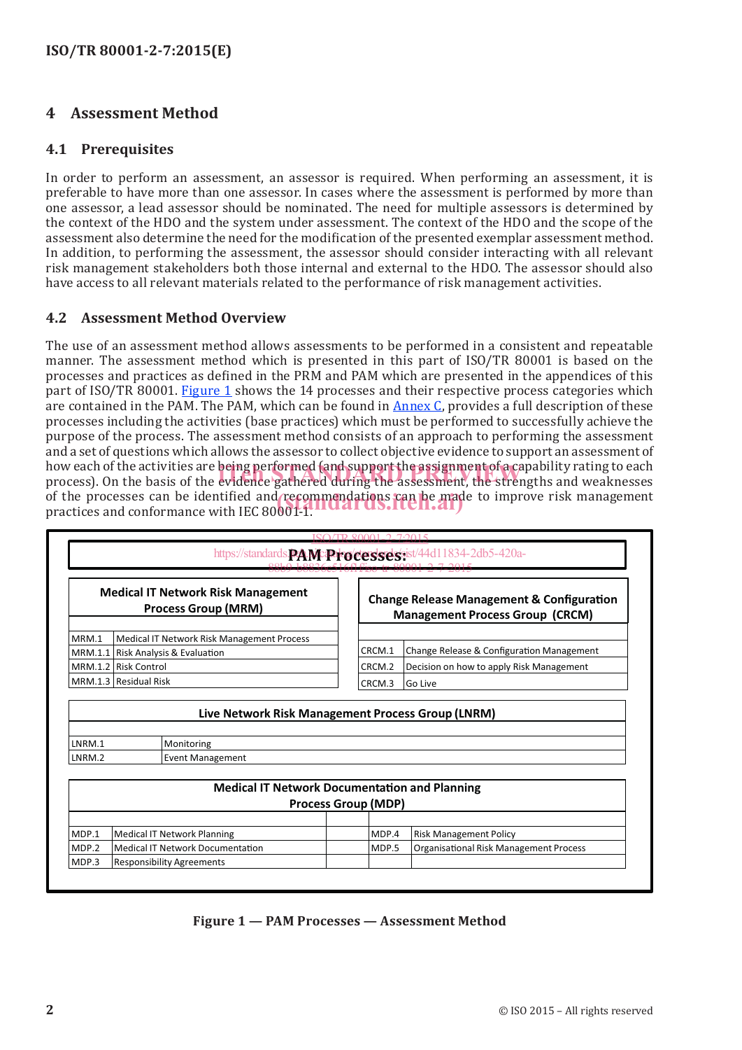## 4 Assessment Method

### 4.1 Prerequisites

In order to perform an assessment, an assessor is required. When performing an assessment, it is preferable to have more than one assessor. In cases where the assessment is performed by more than one assessor, a lead assessor should be nominated. The need for multiple assessors is determined by the context of the HDO and the system under assessment. The context of the HDO and the scope of the assessment also determine the need for the modification of the presented exemplar assessment method. In addition, to performing the assessment, the assessor should consider interacting with all relevant risk management stakeholders both those internal and external to the HDO. The assessor should also have access to all relevant materials related to the performance of risk management activities.

### 4.2 Assessment Method Overview

The use of an assessment method allows assessments to be performed in a consistent and repeatable manner. The assessment method which is presented in this part of ISO/TR 80001 is based on the processes and practices as defined in the PRM and PAM which are presented in the appendices of this part of ISO/TR 80001. Figure 1 shows the 14 processes and their respective process categories which are contained in the PAM. The PAM, which can be found in Annex C, provides a full description of these processes including the activities (base practices) which must be performed to successfully achieve the purpose of the process. The assessment method consists of an approach to performing the assessment and a set of questions which allows the assessor to collect objective evidence to support an assessment of how each of the activities are being performed (and support the assignment of a capability rating to each process). On the basis of the evidence gathered during the assessment, the strengths and weaknesses of the processes can be identified and recommendations can be made to improve risk management practices and conformance with IEC 80001-1.

**PAM Processes:**

**Medical IT Network Risk Management Process Group (MRM)**

| | |
|---|---|
| MRM.1 | Medical IT Network Risk Management Process |
| MRM.1.1 | Risk Analysis & Evaluation |
| MRM.1.2 | Risk Control |
| MRM.1.3 | Residual Risk |

**Change Release Management & Configuration Management Process Group (CRCM)**

| | |
|---|---|
| CRCM.1 | Change Release & Configuration Management |
| CRCM.2 | Decision on how to apply Risk Management |
| CRCM.3 | Go Live |

**Live Network Risk Management Process Group (LNRM)**

| | |
|---|---|
| LNRM.1 | Monitoring |
| LNRM.2 | Event Management |

**Medical IT Network Documentation and Planning Process Group (MDP)**

| | | | | |
|---|---|---|---|---|
| MDP.1 | Medical IT Network Planning | | MDP.4 | Risk Management Policy |
| MDP.2 | Medical IT Network Documentation | | MDP.5 | Organisational Risk Management Process |
| MDP.3 | Responsibility Agreements | | | |

**Figure 1 — PAM Processes — Assessment Method**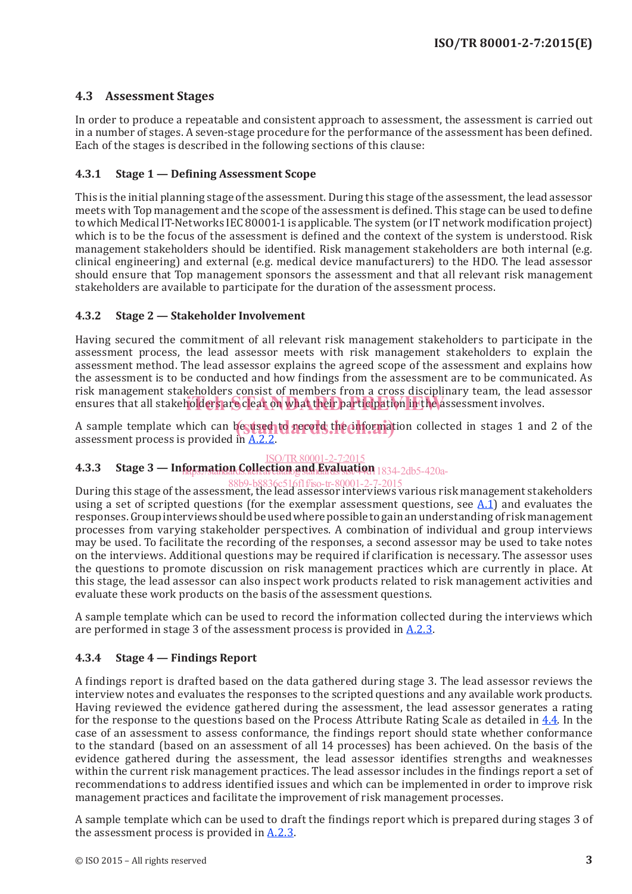## 4.3 Assessment Stages

In order to produce a repeatable and consistent approach to assessment, the assessment is carried out in a number of stages. A seven-stage procedure for the performance of the assessment has been defined. Each of the stages is described in the following sections of this clause:

### 4.3.1 Stage 1 — Defining Assessment Scope

This is the initial planning stage of the assessment. During this stage of the assessment, the lead assessor meets with Top management and the scope of the assessment is defined. This stage can be used to define to which Medical IT-Networks IEC 80001-1 is applicable. The system (or IT network modification project) which is to be the focus of the assessment is defined and the context of the system is understood. Risk management stakeholders should be identified. Risk management stakeholders are both internal (e.g. clinical engineering) and external (e.g. medical device manufacturers) to the HDO. The lead assessor should ensure that Top management sponsors the assessment and that all relevant risk management stakeholders are available to participate for the duration of the assessment process.

### 4.3.2 Stage 2 — Stakeholder Involvement

Having secured the commitment of all relevant risk management stakeholders to participate in the assessment process, the lead assessor meets with risk management stakeholders to explain the assessment method. The lead assessor explains the agreed scope of the assessment and explains how the assessment is to be conducted and how findings from the assessment are to be communicated. As risk management stakeholders consist of members from a cross disciplinary team, the lead assessor ensures that all stakeholders are clear on what their participation in the assessment involves.

A sample template which can be used to record the information collected in stages 1 and 2 of the assessment process is provided in A.2.2.

### 4.3.3 Stage 3 — Information Collection and Evaluation

During this stage of the assessment, the lead assessor interviews various risk management stakeholders using a set of scripted questions (for the exemplar assessment questions, see A.1) and evaluates the responses. Group interviews should be used where possible to gain an understanding of risk management processes from varying stakeholder perspectives. A combination of individual and group interviews may be used. To facilitate the recording of the responses, a second assessor may be used to take notes on the interviews. Additional questions may be required if clarification is necessary. The assessor uses the questions to promote discussion on risk management practices which are currently in place. At this stage, the lead assessor can also inspect work products related to risk management activities and evaluate these work products on the basis of the assessment questions.

A sample template which can be used to record the information collected during the interviews which are performed in stage 3 of the assessment process is provided in A.2.3.

### 4.3.4 Stage 4 — Findings Report

A findings report is drafted based on the data gathered during stage 3. The lead assessor reviews the interview notes and evaluates the responses to the scripted questions and any available work products. Having reviewed the evidence gathered during the assessment, the lead assessor generates a rating for the response to the questions based on the Process Attribute Rating Scale as detailed in 4.4. In the case of an assessment to assess conformance, the findings report should state whether conformance to the standard (based on an assessment of all 14 processes) has been achieved. On the basis of the evidence gathered during the assessment, the lead assessor identifies strengths and weaknesses within the current risk management practices. The lead assessor includes in the findings report a set of recommendations to address identified issues and which can be implemented in order to improve risk management practices and facilitate the improvement of risk management processes.

A sample template which can be used to draft the findings report which is prepared during stages 3 of the assessment process is provided in A.2.3.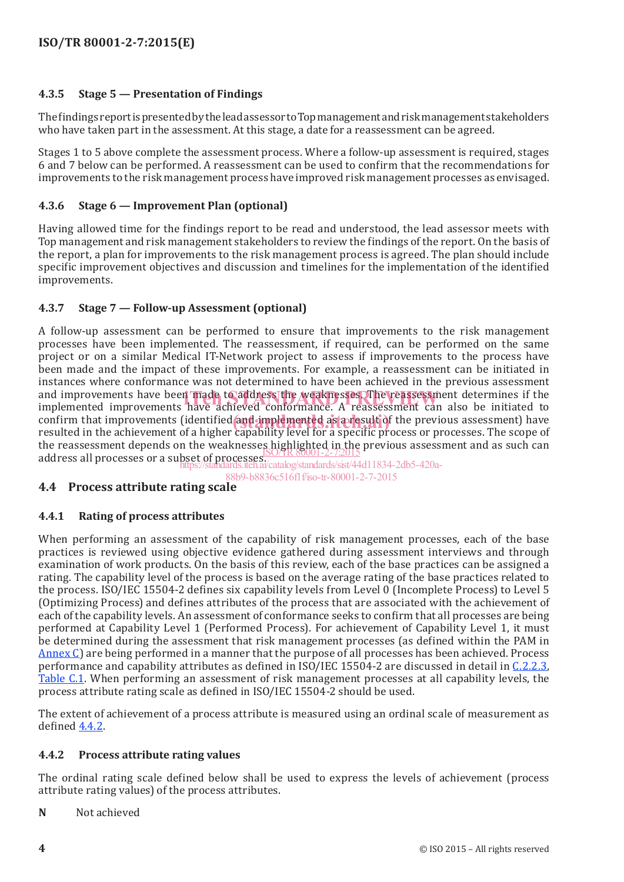#### 4.3.5 Stage 5 — Presentation of Findings

The findings report is presented by the lead assessor to Top management and risk management stakeholders who have taken part in the assessment. At this stage, a date for a reassessment can be agreed.

Stages 1 to 5 above complete the assessment process. Where a follow-up assessment is required, stages 6 and 7 below can be performed. A reassessment can be used to confirm that the recommendations for improvements to the risk management process have improved risk management processes as envisaged.

#### 4.3.6 Stage 6 — Improvement Plan (optional)

Having allowed time for the findings report to be read and understood, the lead assessor meets with Top management and risk management stakeholders to review the findings of the report. On the basis of the report, a plan for improvements to the risk management process is agreed. The plan should include specific improvement objectives and discussion and timelines for the implementation of the identified improvements.

#### 4.3.7 Stage 7 — Follow-up Assessment (optional)

A follow-up assessment can be performed to ensure that improvements to the risk management processes have been implemented. The reassessment, if required, can be performed on the same project or on a similar Medical IT-Network project to assess if improvements to the process have been made and the impact of these improvements. For example, a reassessment can be initiated in instances where conformance was not determined to have been achieved in the previous assessment and improvements have been made to address the weaknesses. The reassessment determines if the implemented improvements have achieved conformance. A reassessment can also be initiated to confirm that improvements (identified and implemented as a result of the previous assessment) have resulted in the achievement of a higher capability level for a specific process or processes. The scope of the reassessment depends on the weaknesses highlighted in the previous assessment and as such can address all processes or a subset of processes.

### 4.4 Process attribute rating scale

#### 4.4.1 Rating of process attributes

When performing an assessment of the capability of risk management processes, each of the base practices is reviewed using objective evidence gathered during assessment interviews and through examination of work products. On the basis of this review, each of the base practices can be assigned a rating. The capability level of the process is based on the average rating of the base practices related to the process. ISO/IEC 15504-2 defines six capability levels from Level 0 (Incomplete Process) to Level 5 (Optimizing Process) and defines attributes of the process that are associated with the achievement of each of the capability levels. An assessment of conformance seeks to confirm that all processes are being performed at Capability Level 1 (Performed Process). For achievement of Capability Level 1, it must be determined during the assessment that risk management processes (as defined within the PAM in Annex C) are being performed in a manner that the purpose of all processes has been achieved. Process performance and capability attributes as defined in ISO/IEC 15504-2 are discussed in detail in C.2.2.3, Table C.1. When performing an assessment of risk management processes at all capability levels, the process attribute rating scale as defined in ISO/IEC 15504-2 should be used.

The extent of achievement of a process attribute is measured using an ordinal scale of measurement as defined 4.4.2.

#### 4.4.2 Process attribute rating values

The ordinal rating scale defined below shall be used to express the levels of achievement (process attribute rating values) of the process attributes.

**N** Not achieved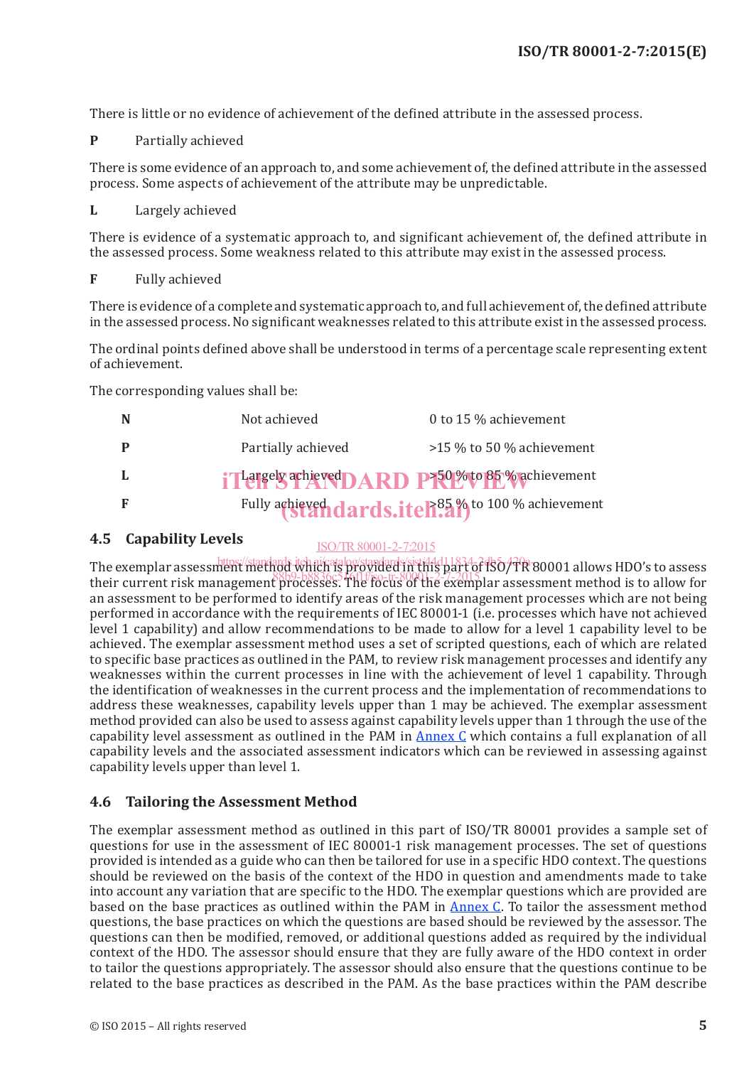There is little or no evidence of achievement of the defined attribute in the assessed process.

**P** Partially achieved

There is some evidence of an approach to, and some achievement of, the defined attribute in the assessed process. Some aspects of achievement of the attribute may be unpredictable.

**L** Largely achieved

There is evidence of a systematic approach to, and significant achievement of, the defined attribute in the assessed process. Some weakness related to this attribute may exist in the assessed process.

**F** Fully achieved

There is evidence of a complete and systematic approach to, and full achievement of, the defined attribute in the assessed process. No significant weaknesses related to this attribute exist in the assessed process.

The ordinal points defined above shall be understood in terms of a percentage scale representing extent of achievement.

The corresponding values shall be:

| | | |
|---|---|---|
| **N** | Not achieved | 0 to 15 % achievement |
| **P** | Partially achieved | >15 % to 50 % achievement |
| **L** | Largely achieved | >50 % to 85 % achievement |
| **F** | Fully achieved | >85 % to 100 % achievement |

## 4.5 Capability Levels

The exemplar assessment method which is provided in this part of ISO/TR 80001 allows HDO's to assess their current risk management processes. The focus of the exemplar assessment method is to allow for an assessment to be performed to identify areas of the risk management processes which are not being performed in accordance with the requirements of IEC 80001-1 (i.e. processes which have not achieved level 1 capability) and allow recommendations to be made to allow for a level 1 capability level to be achieved. The exemplar assessment method uses a set of scripted questions, each of which are related to specific base practices as outlined in the PAM, to review risk management processes and identify any weaknesses within the current processes in line with the achievement of level 1 capability. Through the identification of weaknesses in the current process and the implementation of recommendations to address these weaknesses, capability levels upper than 1 may be achieved. The exemplar assessment method provided can also be used to assess against capability levels upper than 1 through the use of the capability level assessment as outlined in the PAM in Annex C which contains a full explanation of all capability levels and the associated assessment indicators which can be reviewed in assessing against capability levels upper than level 1.

## 4.6 Tailoring the Assessment Method

The exemplar assessment method as outlined in this part of ISO/TR 80001 provides a sample set of questions for use in the assessment of IEC 80001-1 risk management processes. The set of questions provided is intended as a guide who can then be tailored for use in a specific HDO context. The questions should be reviewed on the basis of the context of the HDO in question and amendments made to take into account any variation that are specific to the HDO. The exemplar questions which are provided are based on the base practices as outlined within the PAM in Annex C. To tailor the assessment method questions, the base practices on which the questions are based should be reviewed by the assessor. The questions can then be modified, removed, or additional questions added as required by the individual context of the HDO. The assessor should ensure that they are fully aware of the HDO context in order to tailor the questions appropriately. The assessor should also ensure that the questions continue to be related to the base practices as described in the PAM. As the base practices within the PAM describe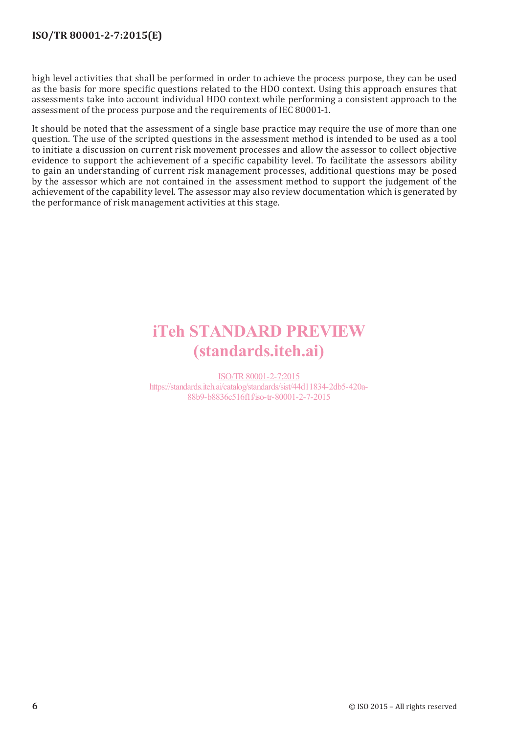high level activities that shall be performed in order to achieve the process purpose, they can be used as the basis for more specific questions related to the HDO context. Using this approach ensures that assessments take into account individual HDO context while performing a consistent approach to the assessment of the process purpose and the requirements of IEC 80001-1.

It should be noted that the assessment of a single base practice may require the use of more than one question. The use of the scripted questions in the assessment method is intended to be used as a tool to initiate a discussion on current risk movement processes and allow the assessor to collect objective evidence to support the achievement of a specific capability level. To facilitate the assessors ability to gain an understanding of current risk management processes, additional questions may be posed by the assessor which are not contained in the assessment method to support the judgement of the achievement of the capability level. The assessor may also review documentation which is generated by the performance of risk management activities at this stage.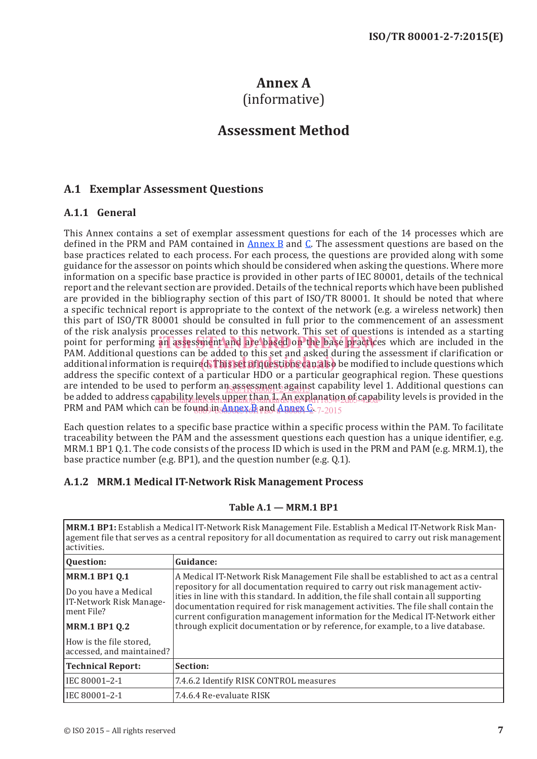# Annex A
(informative)

# Assessment Method

## A.1 Exemplar Assessment Questions

### A.1.1 General

This Annex contains a set of exemplar assessment questions for each of the 14 processes which are defined in the PRM and PAM contained in Annex B and C. The assessment questions are based on the base practices related to each process. For each process, the questions are provided along with some guidance for the assessor on points which should be considered when asking the questions. Where more information on a specific base practice is provided in other parts of IEC 80001, details of the technical report and the relevant section are provided. Details of the technical reports which have been published are provided in the bibliography section of this part of ISO/TR 80001. It should be noted that where a specific technical report is appropriate to the context of the network (e.g. a wireless network) then this part of ISO/TR 80001 should be consulted in full prior to the commencement of an assessment of the risk analysis processes related to this network. This set of questions is intended as a starting point for performing an assessment and are based on the base practices which are included in the PAM. Additional questions can be added to this set and asked during the assessment if clarification or additional information is required. This set of questions can also be modified to include questions which address the specific context of a particular HDO or a particular geographical region. These questions are intended to be used to perform an assessment against capability level 1. Additional questions can be added to address capability levels upper than 1. An explanation of capability levels is provided in the PRM and PAM which can be found in Annex B and Annex C.

Each question relates to a specific base practice within a specific process within the PAM. To facilitate traceability between the PAM and the assessment questions each question has a unique identifier, e.g. MRM.1 BP1 Q.1. The code consists of the process ID which is used in the PRM and PAM (e.g. MRM.1), the base practice number (e.g. BP1), and the question number (e.g. Q.1).

### A.1.2 MRM.1 Medical IT-Network Risk Management Process

**Table A.1 — MRM.1 BP1**

| **MRM.1 BP1:** Establish a Medical IT-Network Risk Management File. Establish a Medical IT-Network Risk Management file that serves as a central repository for all documentation as required to carry out risk management activities. | |
|---|---|
| **Question:** | **Guidance:** |
| **MRM.1 BP1 Q.1**<br><br>Do you have a Medical IT-Network Risk Management File?<br><br>**MRM.1 BP1 Q.2**<br><br>How is the file stored, accessed, and maintained? | A Medical IT-Network Risk Management File shall be established to act as a central repository for all documentation required to carry out risk management activities in line with this standard. In addition, the file shall contain all supporting documentation required for risk management activities. The file shall contain the current configuration management information for the Medical IT-Network either through explicit documentation or by reference, for example, to a live database. |
| **Technical Report:** | **Section:** |
| IEC 80001–2-1 | 7.4.6.2 Identify RISK CONTROL measures |
| IEC 80001–2-1 | 7.4.6.4 Re-evaluate RISK |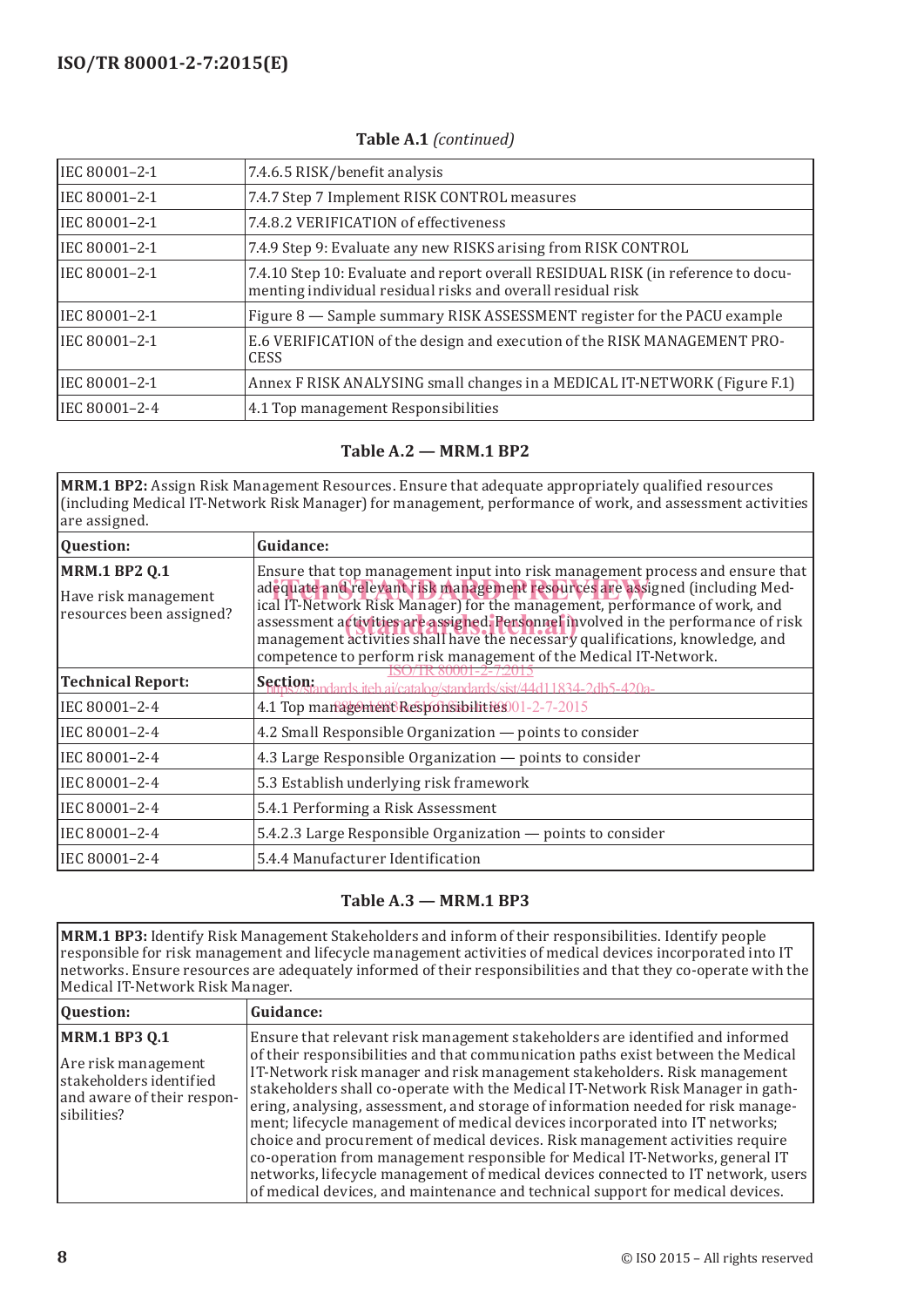**Table A.1** *(continued)*

| | |
|---|---|
| IEC 80001–2-1 | 7.4.6.5 RISK/benefit analysis |
| IEC 80001–2-1 | 7.4.7 Step 7 Implement RISK CONTROL measures |
| IEC 80001–2-1 | 7.4.8.2 VERIFICATION of effectiveness |
| IEC 80001–2-1 | 7.4.9 Step 9: Evaluate any new RISKS arising from RISK CONTROL |
| IEC 80001–2-1 | 7.4.10 Step 10: Evaluate and report overall RESIDUAL RISK (in reference to documenting individual residual risks and overall residual risk |
| IEC 80001–2-1 | Figure 8 — Sample summary RISK ASSESSMENT register for the PACU example |
| IEC 80001–2-1 | E.6 VERIFICATION of the design and execution of the RISK MANAGEMENT PROCESS |
| IEC 80001–2-1 | Annex F RISK ANALYSING small changes in a MEDICAL IT-NETWORK (Figure F.1) |
| IEC 80001–2-4 | 4.1 Top management Responsibilities |

**Table A.2 — MRM.1 BP2**

| **MRM.1 BP2:** Assign Risk Management Resources. Ensure that adequate appropriately qualified resources (including Medical IT-Network Risk Manager) for management, performance of work, and assessment activities are assigned. | |
|---|---|
| **Question:** | **Guidance:** |
| **MRM.1 BP2 Q.1**<br>Have risk management resources been assigned? | Ensure that top management input into risk management process and ensure that adequate and relevant risk management resources are assigned (including Medical IT-Network Risk Manager) for the management, performance of work, and assessment activities are assigned. Personnel involved in the performance of risk management activities shall have the necessary qualifications, knowledge, and competence to perform risk management of the Medical IT-Network. |
| **Technical Report:** | **Section:** |
| IEC 80001–2-4 | 4.1 Top management Responsibilities |
| IEC 80001–2-4 | 4.2 Small Responsible Organization — points to consider |
| IEC 80001–2-4 | 4.3 Large Responsible Organization — points to consider |
| IEC 80001–2-4 | 5.3 Establish underlying risk framework |
| IEC 80001–2-4 | 5.4.1 Performing a Risk Assessment |
| IEC 80001–2-4 | 5.4.2.3 Large Responsible Organization — points to consider |
| IEC 80001–2-4 | 5.4.4 Manufacturer Identification |

**Table A.3 — MRM.1 BP3**

| **MRM.1 BP3:** Identify Risk Management Stakeholders and inform of their responsibilities. Identify people responsible for risk management and lifecycle management activities of medical devices incorporated into IT networks. Ensure resources are adequately informed of their responsibilities and that they co-operate with the Medical IT-Network Risk Manager. | |
|---|---|
| **Question:** | **Guidance:** |
| **MRM.1 BP3 Q.1**<br>Are risk management stakeholders identified and aware of their responsibilities? | Ensure that relevant risk management stakeholders are identified and informed of their responsibilities and that communication paths exist between the Medical IT-Network risk manager and risk management stakeholders. Risk management stakeholders shall co-operate with the Medical IT-Network Risk Manager in gathering, analysing, assessment, and storage of information needed for risk management; lifecycle management of medical devices incorporated into IT networks; choice and procurement of medical devices. Risk management activities require co-operation from management responsible for Medical IT-Networks, general IT networks, lifecycle management of medical devices connected to IT network, users of medical devices, and maintenance and technical support for medical devices. |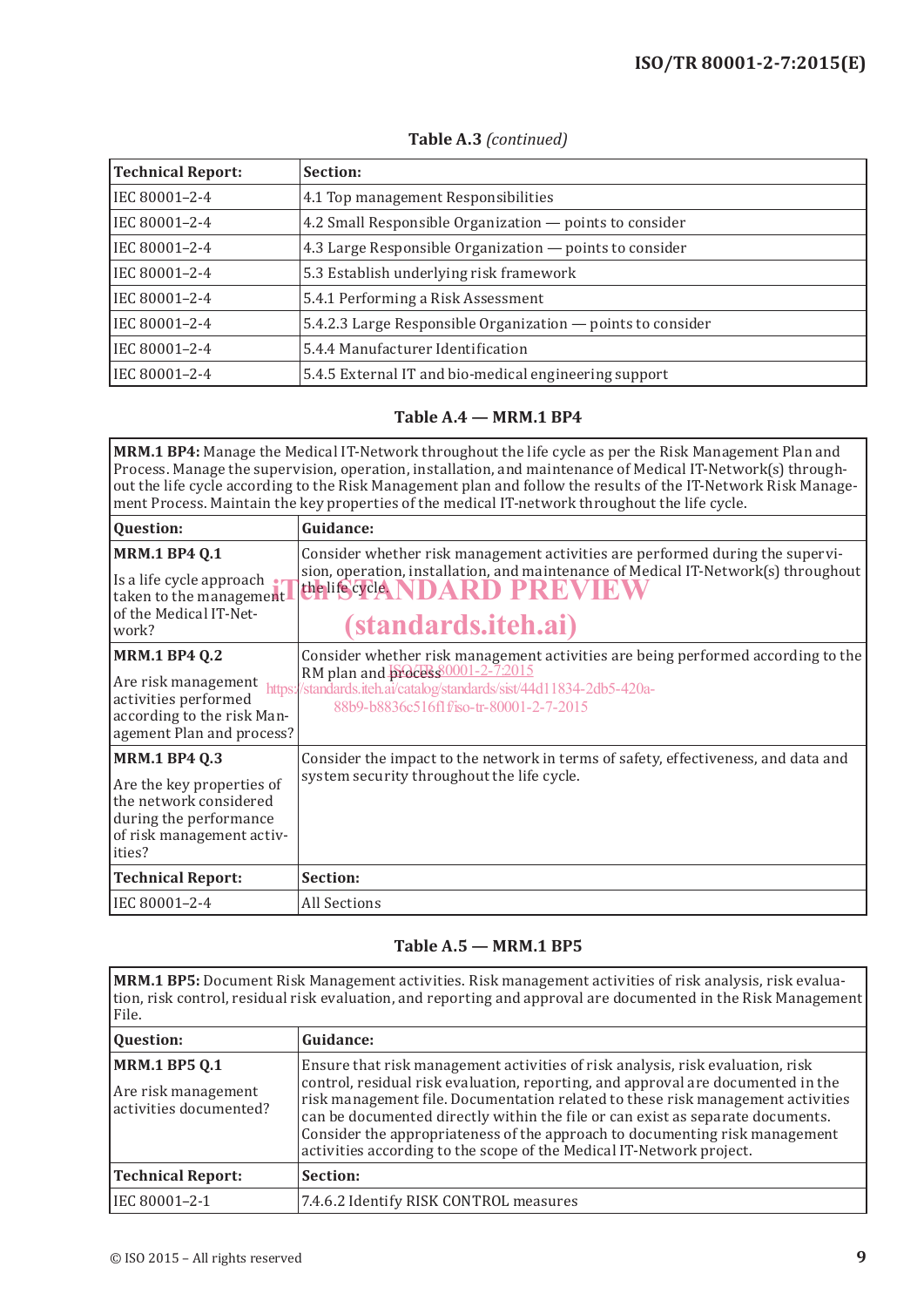**Table A.3** *(continued)*

| Technical Report: | Section: |
|---|---|
| IEC 80001–2-4 | 4.1 Top management Responsibilities |
| IEC 80001–2-4 | 4.2 Small Responsible Organization — points to consider |
| IEC 80001–2-4 | 4.3 Large Responsible Organization — points to consider |
| IEC 80001–2-4 | 5.3 Establish underlying risk framework |
| IEC 80001–2-4 | 5.4.1 Performing a Risk Assessment |
| IEC 80001–2-4 | 5.4.2.3 Large Responsible Organization — points to consider |
| IEC 80001–2-4 | 5.4.4 Manufacturer Identification |
| IEC 80001–2-4 | 5.4.5 External IT and bio-medical engineering support |

**Table A.4 — MRM.1 BP4**

| | |
|---|---|
| **MRM.1 BP4:** Manage the Medical IT-Network throughout the life cycle as per the Risk Management Plan and Process. Manage the supervision, operation, installation, and maintenance of Medical IT-Network(s) throughout the life cycle according to the Risk Management plan and follow the results of the IT-Network Risk Management Process. Maintain the key properties of the medical IT-network throughout the life cycle. | |
| **Question:** | **Guidance:** |
| **MRM.1 BP4 Q.1** Is a life cycle approach taken to the management of the Medical IT-Network? | Consider whether risk management activities are performed during the supervision, operation, installation, and maintenance of Medical IT-Network(s) throughout the life cycle. |
| **MRM.1 BP4 Q.2** Are risk management activities performed according to the risk Management Plan and process? | Consider whether risk management activities are being performed according to the RM plan and process. |
| **MRM.1 BP4 Q.3** Are the key properties of the network considered during the performance of risk management activities? | Consider the impact to the network in terms of safety, effectiveness, and data and system security throughout the life cycle. |
| **Technical Report:** | **Section:** |
| IEC 80001–2-4 | All Sections |

**Table A.5 — MRM.1 BP5**

| | |
|---|---|
| **MRM.1 BP5:** Document Risk Management activities. Risk management activities of risk analysis, risk evaluation, risk control, residual risk evaluation, and reporting and approval are documented in the Risk Management File. | |
| **Question:** | **Guidance:** |
| **MRM.1 BP5 Q.1** Are risk management activities documented? | Ensure that risk management activities of risk analysis, risk evaluation, risk control, residual risk evaluation, reporting, and approval are documented in the risk management file. Documentation related to these risk management activities can be documented directly within the file or can exist as separate documents. Consider the appropriateness of the approach to documenting risk management activities according to the scope of the Medical IT-Network project. |
| **Technical Report:** | **Section:** |
| IEC 80001–2-1 | 7.4.6.2 Identify RISK CONTROL measures |